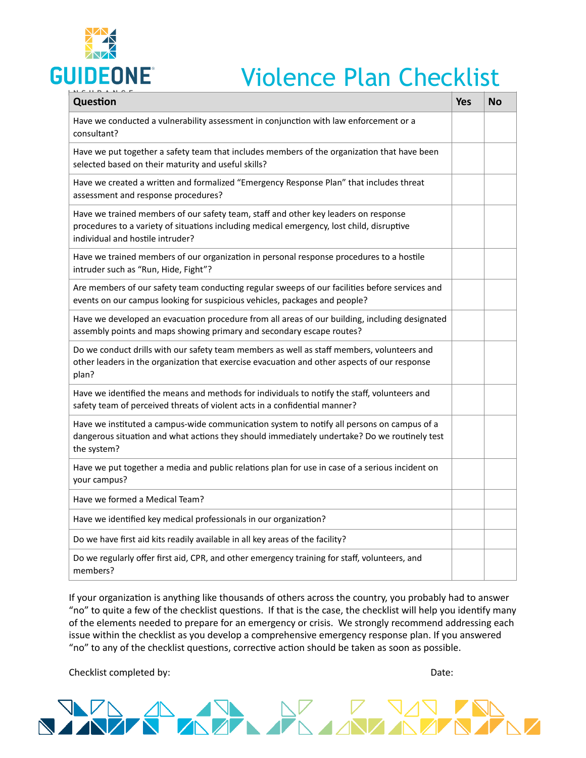GUIDEONE INSURANCE

# Violence Plan Checklist

| Question | Yes | No |
|---|---|---|
| Have we conducted a vulnerability assessment in conjunction with law enforcement or a consultant? | | |
| Have we put together a safety team that includes members of the organization that have been selected based on their maturity and useful skills? | | |
| Have we created a written and formalized "Emergency Response Plan" that includes threat assessment and response procedures? | | |
| Have we trained members of our safety team, staff and other key leaders on response procedures to a variety of situations including medical emergency, lost child, disruptive individual and hostile intruder? | | |
| Have we trained members of our organization in personal response procedures to a hostile intruder such as "Run, Hide, Fight"? | | |
| Are members of our safety team conducting regular sweeps of our facilities before services and events on our campus looking for suspicious vehicles, packages and people? | | |
| Have we developed an evacuation procedure from all areas of our building, including designated assembly points and maps showing primary and secondary escape routes? | | |
| Do we conduct drills with our safety team members as well as staff members, volunteers and other leaders in the organization that exercise evacuation and other aspects of our response plan? | | |
| Have we identified the means and methods for individuals to notify the staff, volunteers and safety team of perceived threats of violent acts in a confidential manner? | | |
| Have we instituted a campus-wide communication system to notify all persons on campus of a dangerous situation and what actions they should immediately undertake? Do we routinely test the system? | | |
| Have we put together a media and public relations plan for use in case of a serious incident on your campus? | | |
| Have we formed a Medical Team? | | |
| Have we identified key medical professionals in our organization? | | |
| Do we have first aid kits readily available in all key areas of the facility? | | |
| Do we regularly offer first aid, CPR, and other emergency training for staff, volunteers, and members? | | |

If your organization is anything like thousands of others across the country, you probably had to answer "no" to quite a few of the checklist questions. If that is the case, the checklist will help you identify many of the elements needed to prepare for an emergency or crisis. We strongly recommend addressing each issue within the checklist as you develop a comprehensive emergency response plan. If you answered "no" to any of the checklist questions, corrective action should be taken as soon as possible.

Checklist completed by: Date: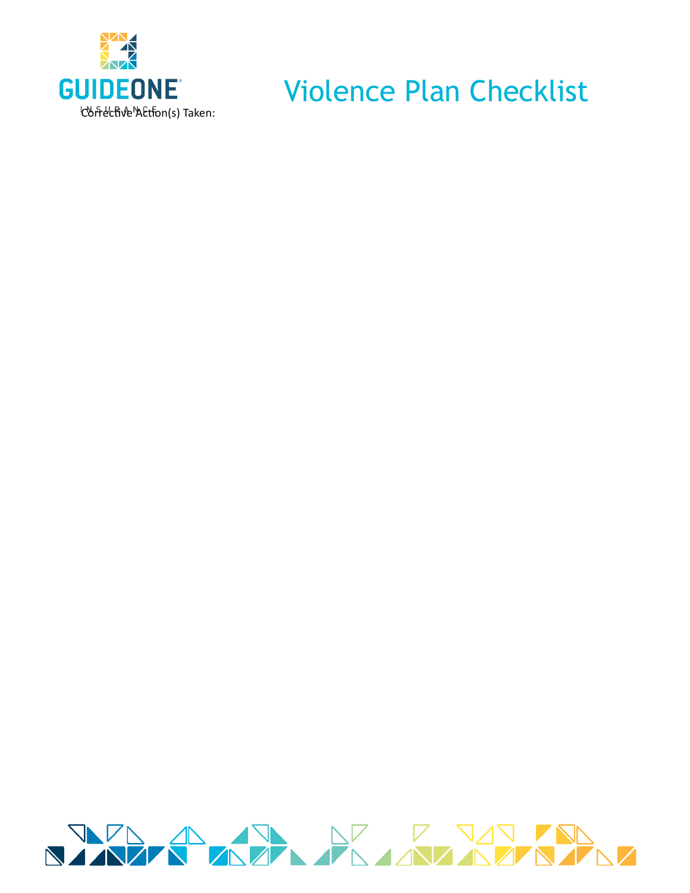# Violence Plan Checklist

Corrective Action(s) Taken: